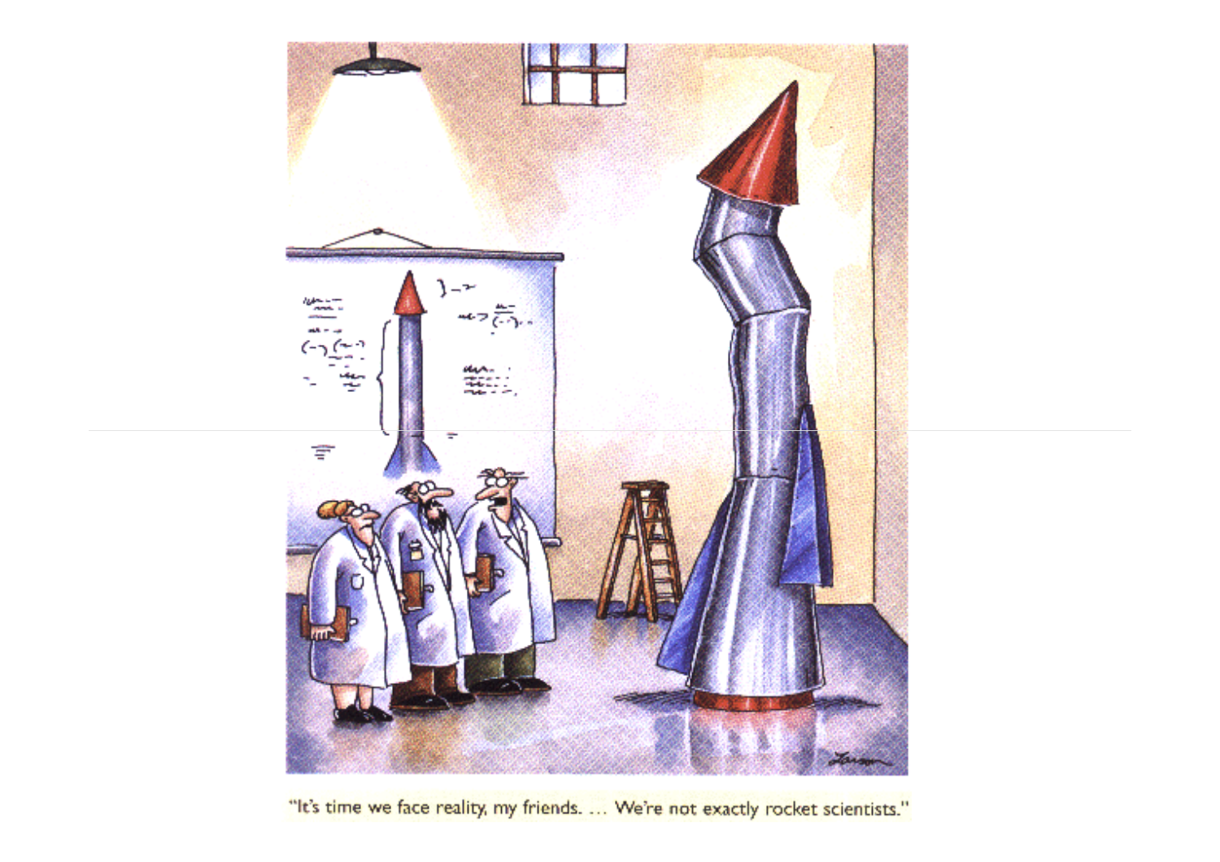"It's time we face reality, my friends. ... We're not exactly rocket scientists."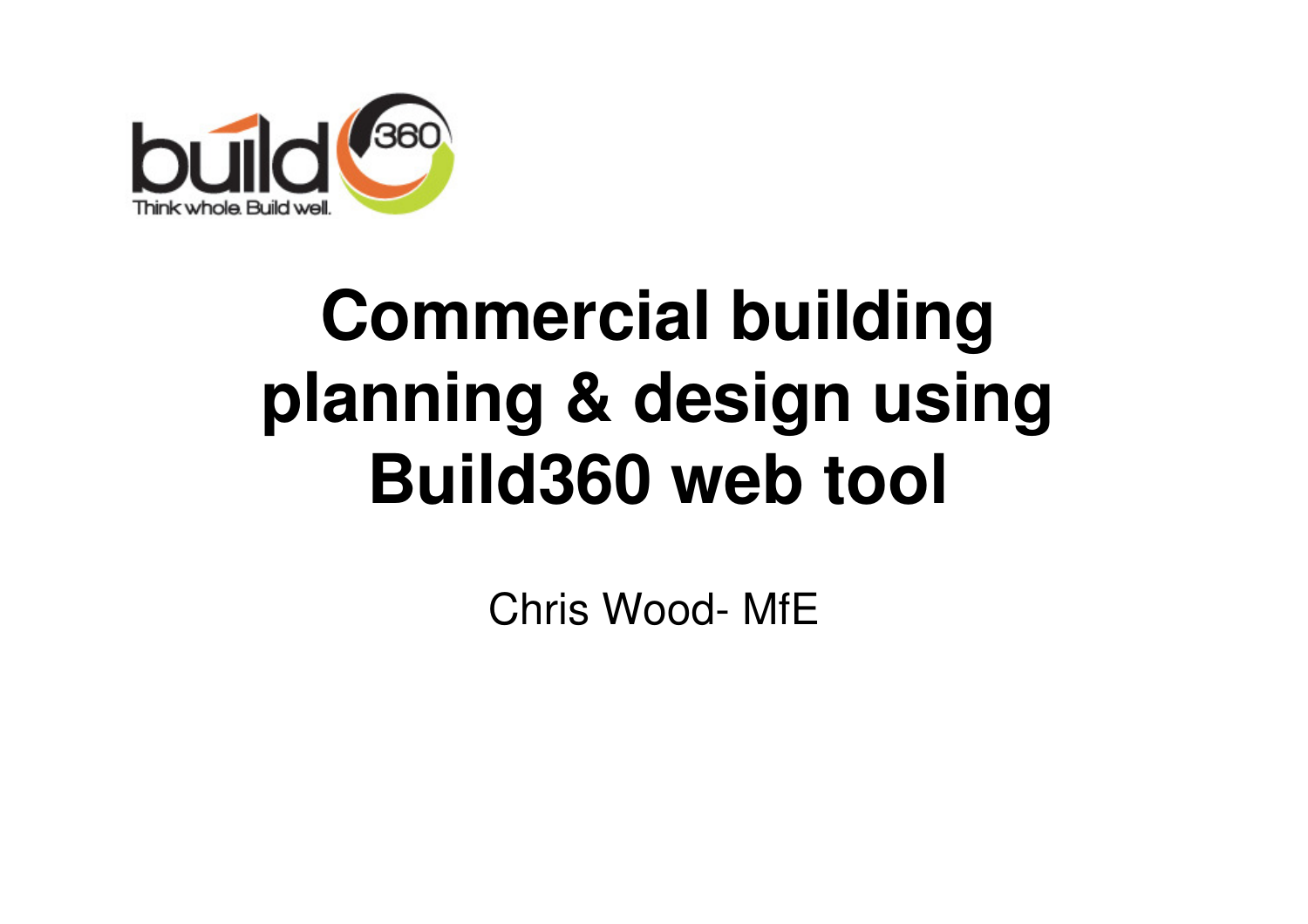build 360

Think whole. Build well.

# Commercial building planning & design using Build360 web tool

Chris Wood- MfE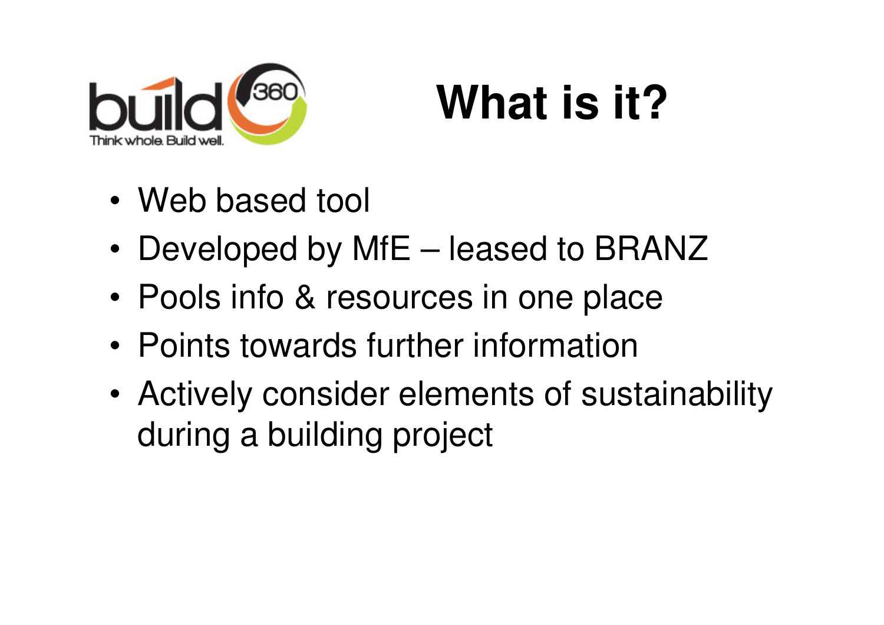# What is it?

- Web based tool
- Developed by MfE – leased to BRANZ
- Pools info & resources in one place
- Points towards further information
- Actively consider elements of sustainability during a building project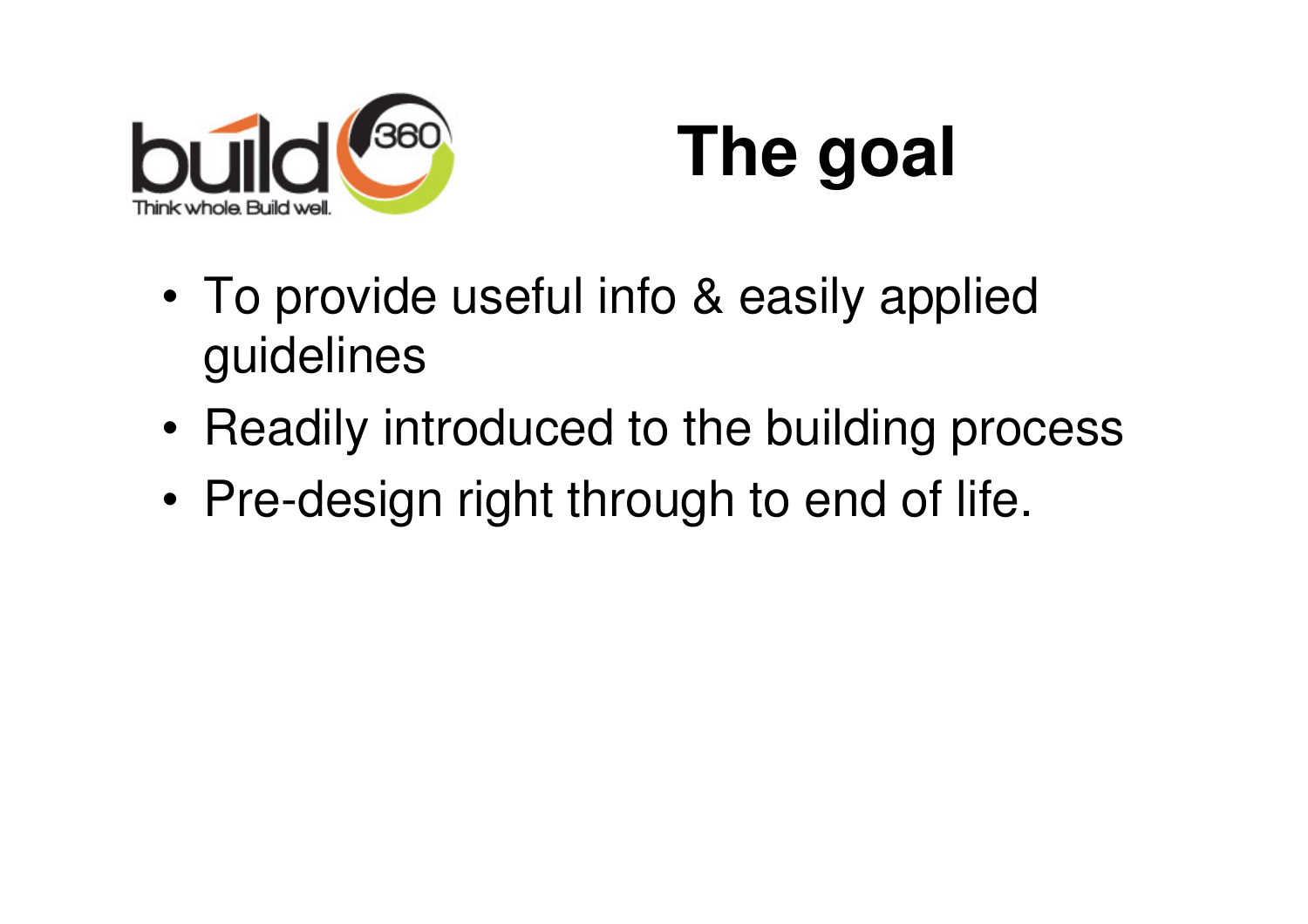# The goal

- To provide useful info & easily applied guidelines
- Readily introduced to the building process
- Pre-design right through to end of life.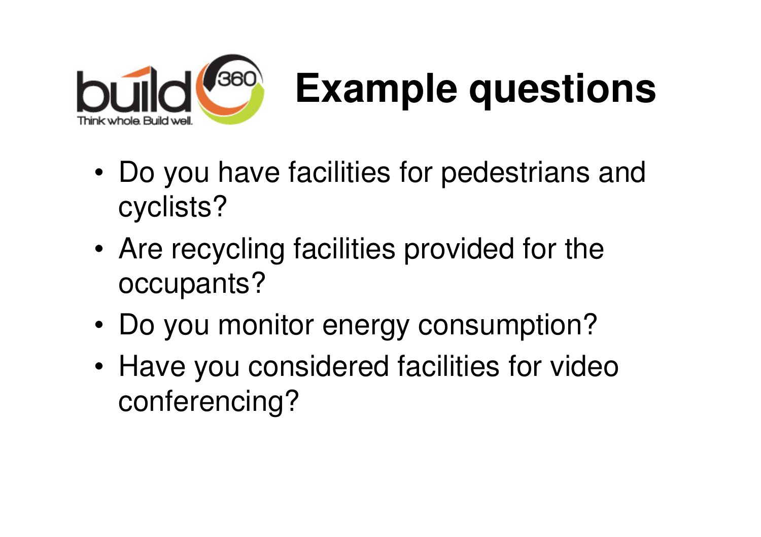# Example questions

- Do you have facilities for pedestrians and cyclists?
- Are recycling facilities provided for the occupants?
- Do you monitor energy consumption?
- Have you considered facilities for video conferencing?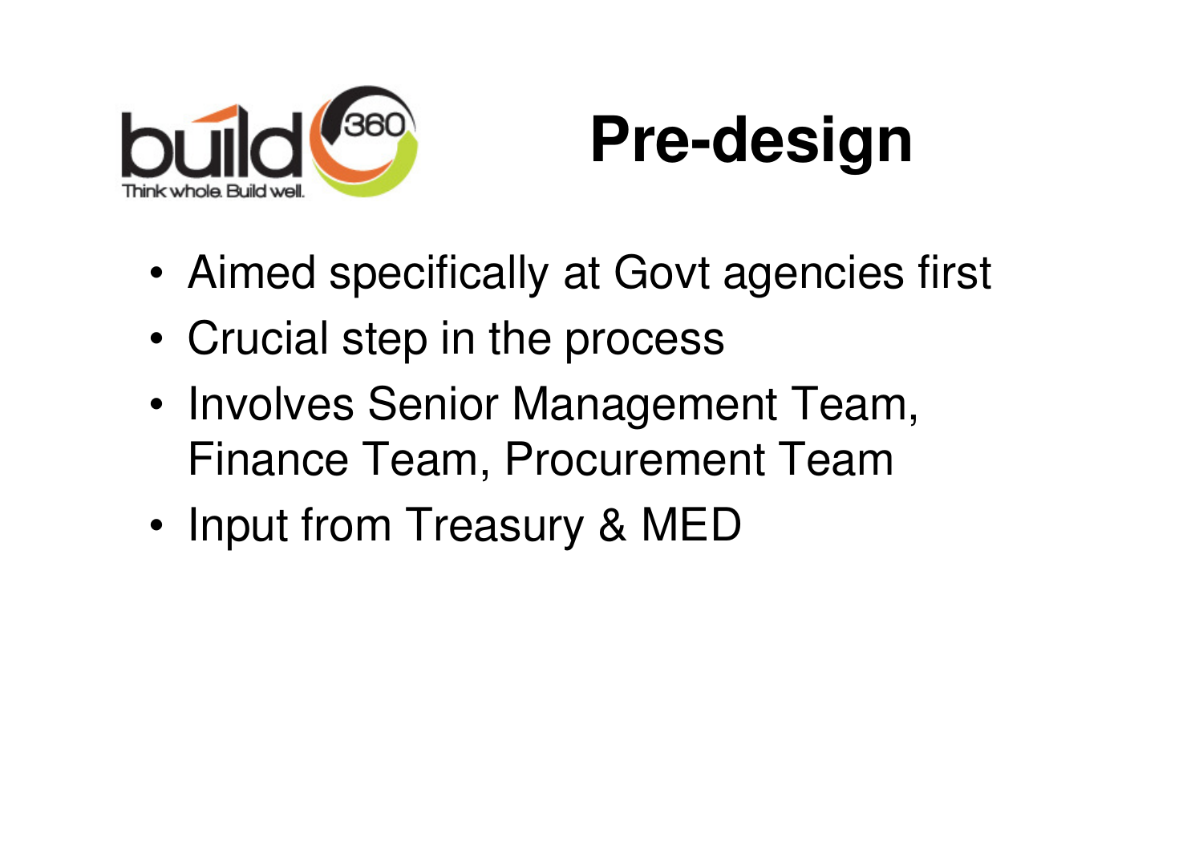# Pre-design

- Aimed specifically at Govt agencies first
- Crucial step in the process
- Involves Senior Management Team, Finance Team, Procurement Team
- Input from Treasury & MED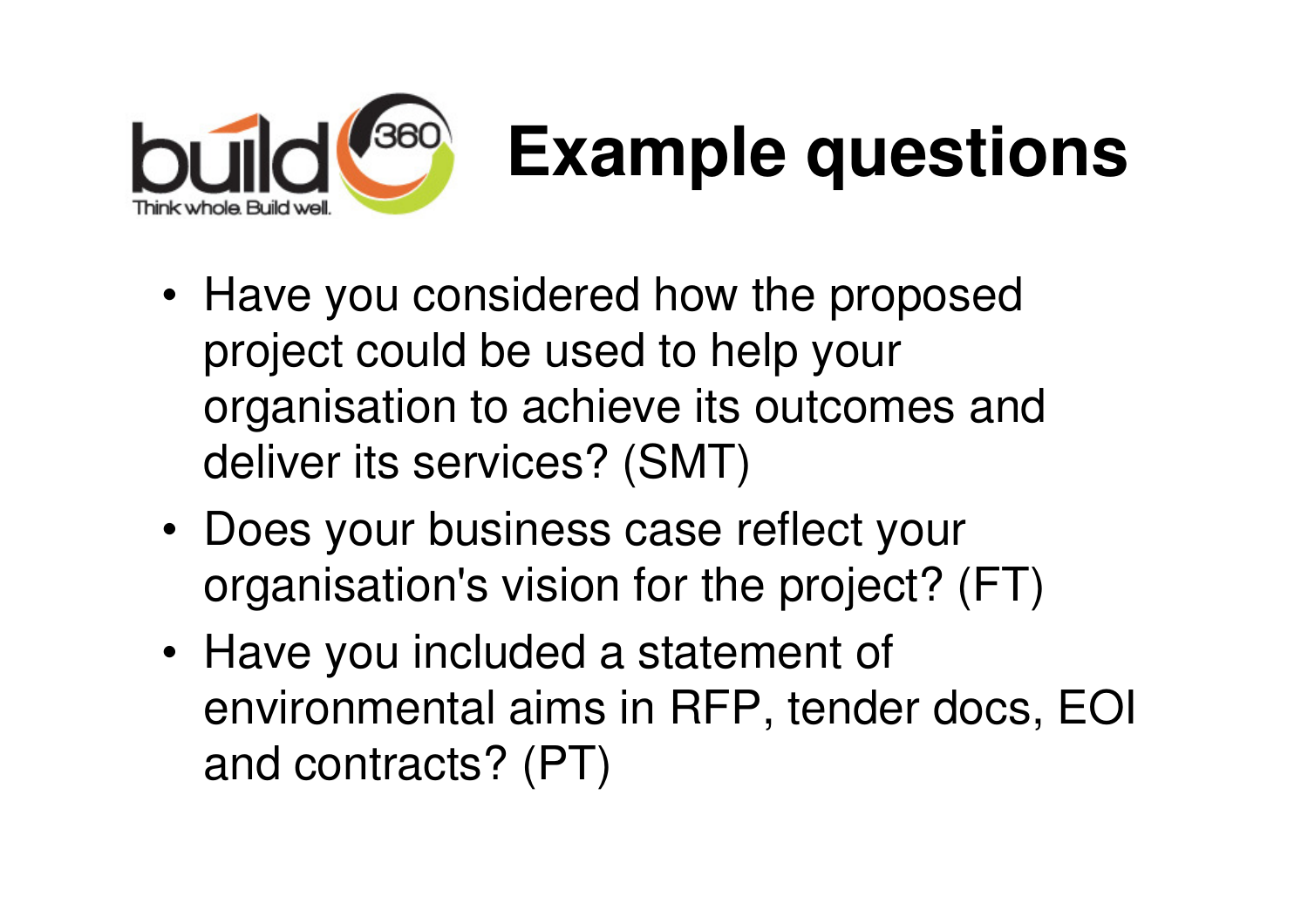# Example questions

- Have you considered how the proposed project could be used to help your organisation to achieve its outcomes and deliver its services? (SMT)
- Does your business case reflect your organisation's vision for the project? (FT)
- Have you included a statement of environmental aims in RFP, tender docs, EOI and contracts? (PT)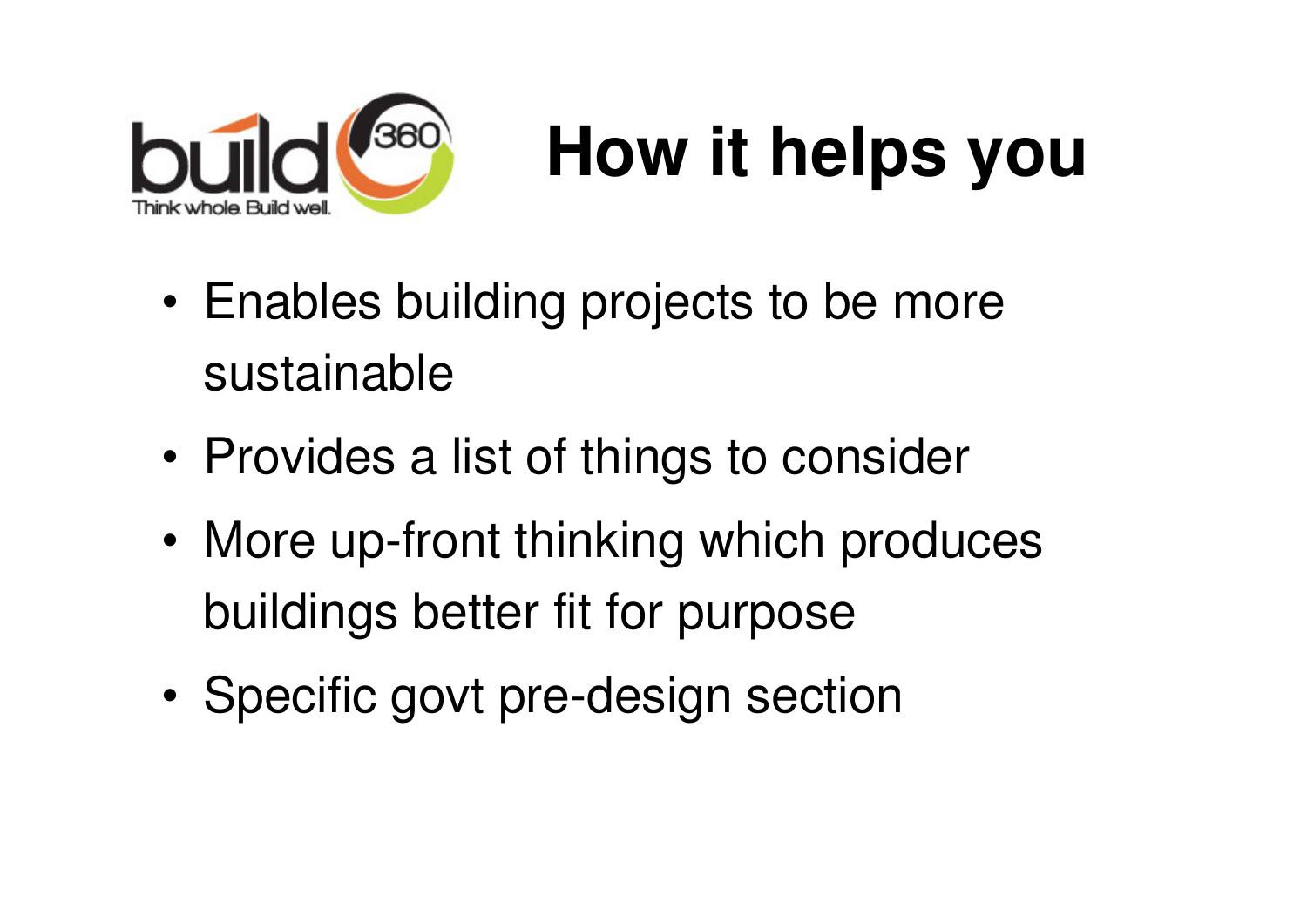# How it helps you

- Enables building projects to be more sustainable
- Provides a list of things to consider
- More up-front thinking which produces buildings better fit for purpose
- Specific govt pre-design section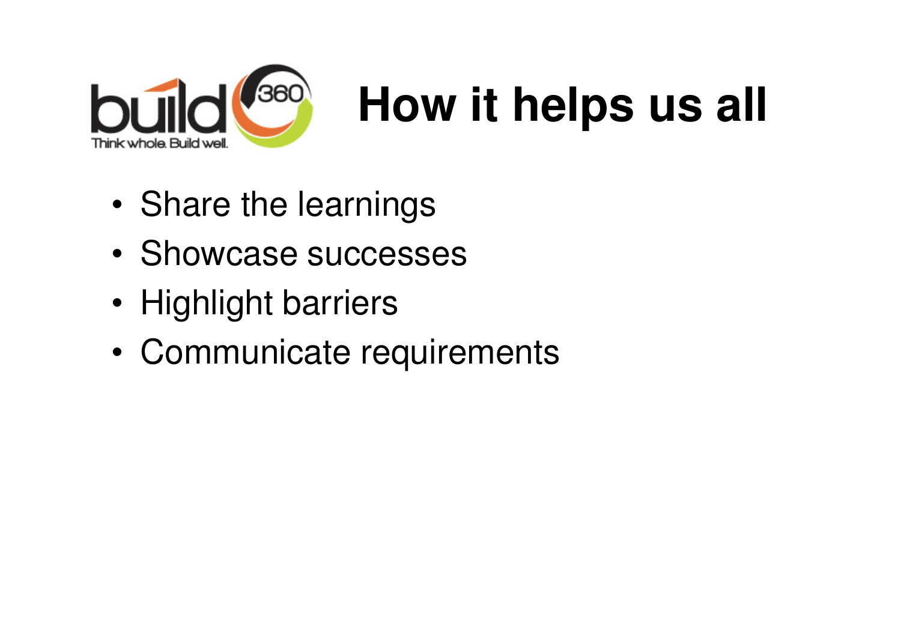# How it helps us all

- Share the learnings
- Showcase successes
- Highlight barriers
- Communicate requirements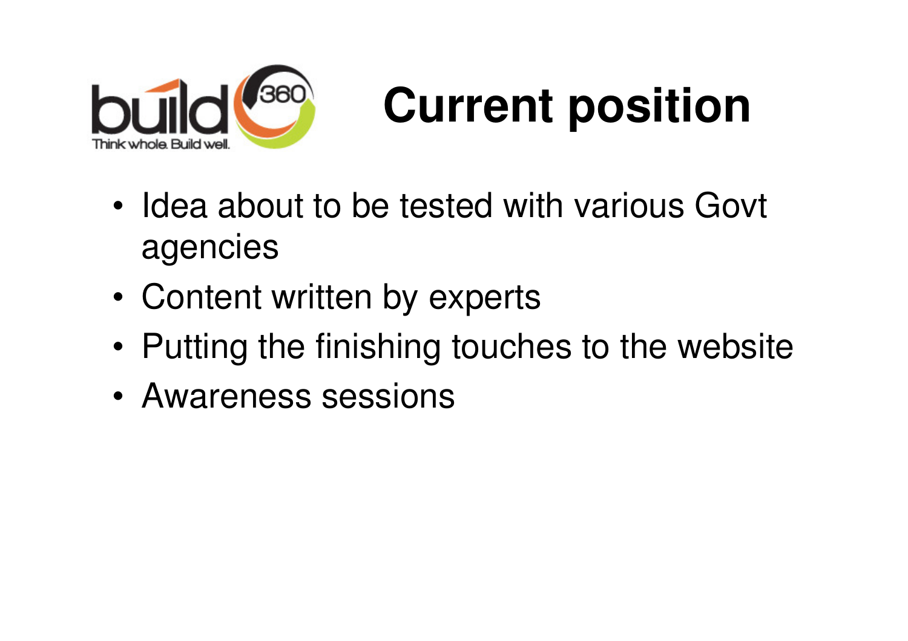# Current position

- Idea about to be tested with various Govt agencies
- Content written by experts
- Putting the finishing touches to the website
- Awareness sessions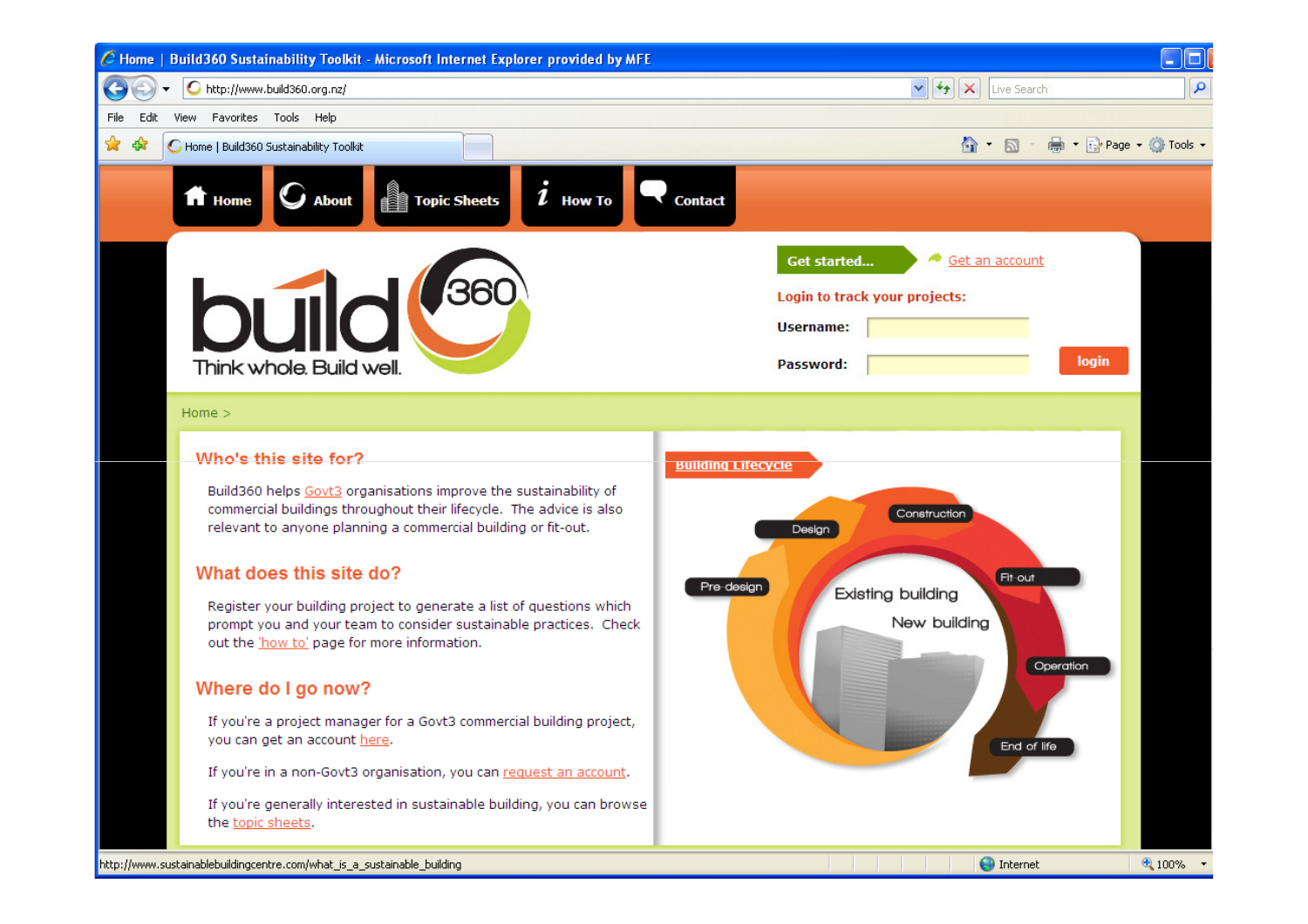Home | Build360 Sustainability Toolkit - Microsoft Internet Explorer provided by MFE

http://www.build360.org.nz/

Home | About | Topic Sheets | How To | Contact

build 360 — Think whole. Build well.

Get started... Get an account

Login to track your projects:

Username:

Password:

login

Home >

## Who's this site for?

Build360 helps Govt3 organisations improve the sustainability of commercial buildings throughout their lifecycle. The advice is also relevant to anyone planning a commercial building or fit-out.

## What does this site do?

Register your building project to generate a list of questions which prompt you and your team to consider sustainable practices. Check out the 'how to' page for more information.

## Where do I go now?

If you're a project manager for a Govt3 commercial building project, you can get an account here.

If you're in a non-Govt3 organisation, you can request an account.

If you're generally interested in sustainable building, you can browse the topic sheets.

**Building Lifecycle**

Pre-design · Design · Construction · Fit-out · Operation · End of life

Existing building · New building

http://www.sustainablebuildingcentre.com/what_is_a_sustainable_building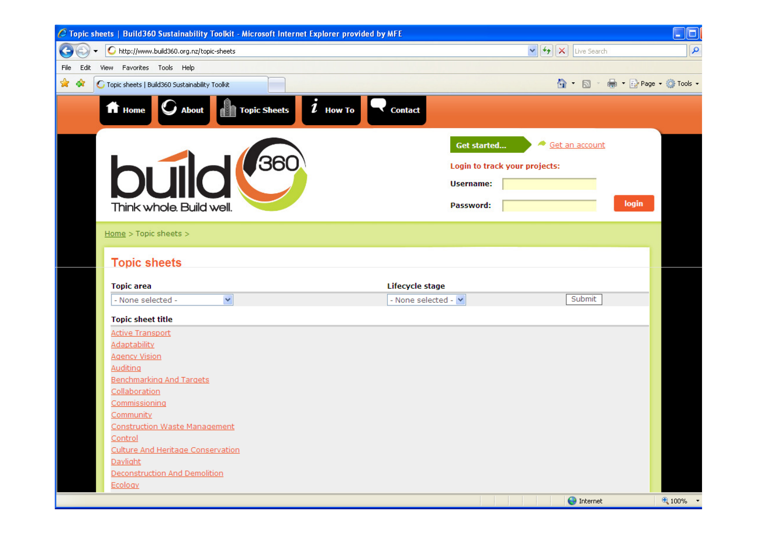Topic sheets | Build360 Sustainability Toolkit - Microsoft Internet Explorer provided by MFE

http://www.build360.org.nz/topic-sheets

File Edit View Favorites Tools Help

Home | About | Topic Sheets | How To | Contact

build 360 — Think whole. Build well.

**Get started...** Get an account

**Login to track your projects:**

**Username:**

**Password:**

login

Home > Topic sheets >

## Topic sheets

**Topic area** - None selected -

**Lifecycle stage** - None selected -

Submit

**Topic sheet title**

- Active Transport
- Adaptability
- Agency Vision
- Auditing
- Benchmarking And Targets
- Collaboration
- Commissioning
- Community
- Construction Waste Management
- Control
- Culture And Heritage Conservation
- Daylight
- Deconstruction And Demolition
- Ecology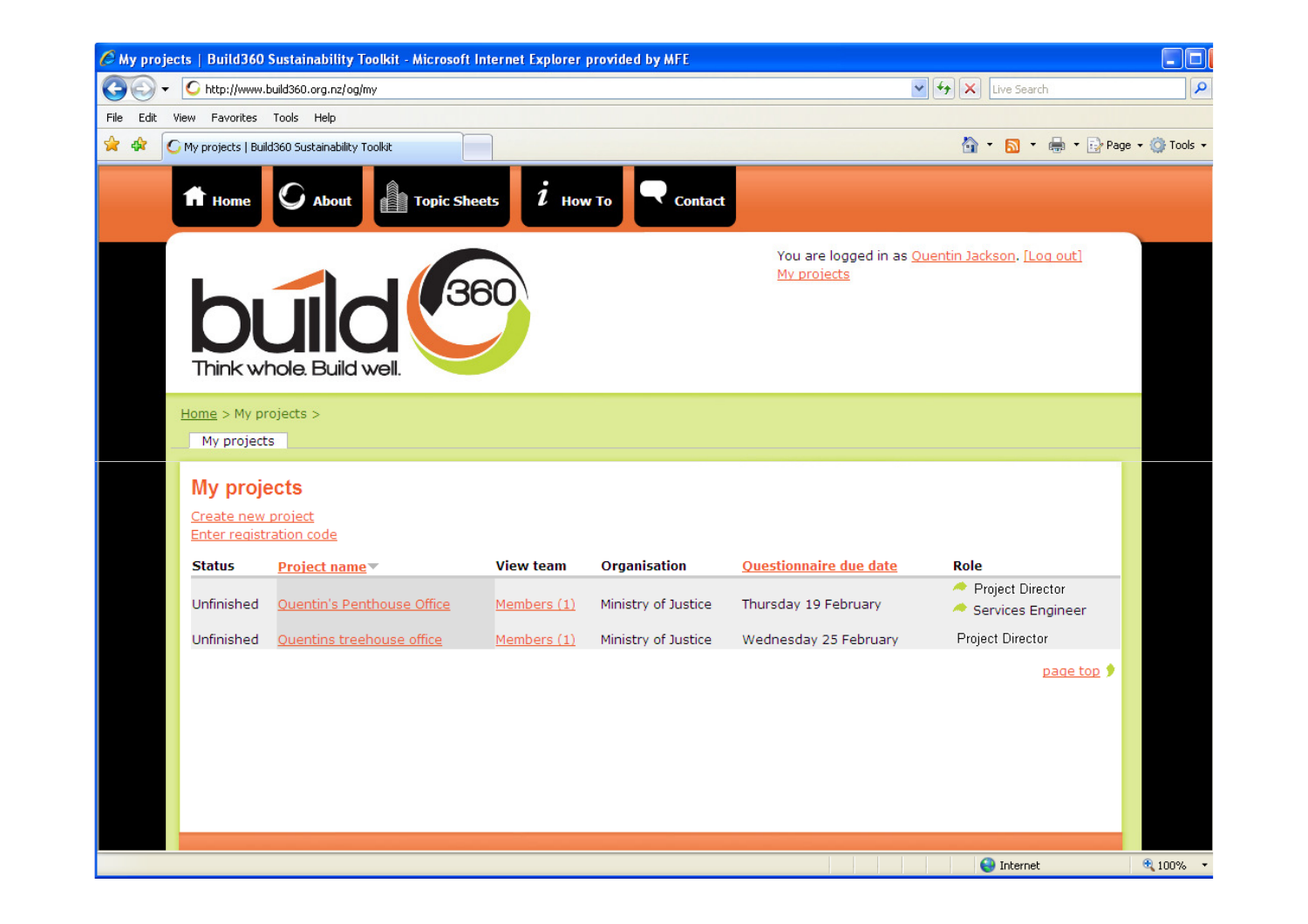Home | About | Topic Sheets | How To | Contact

You are logged in as Quentin Jackson. [Log out]
My projects

build 360
Think whole. Build well.

Home > My projects >

My projects

# My projects

Create new project
Enter registration code

| Status | Project name | View team | Organisation | Questionnaire due date | Role |
| --- | --- | --- | --- | --- | --- |
| Unfinished | Quentin's Penthouse Office | Members (1) | Ministry of Justice | Thursday 19 February | Project Director<br>Services Engineer |
| Unfinished | Quentins treehouse office | Members (1) | Ministry of Justice | Wednesday 25 February | Project Director |

page top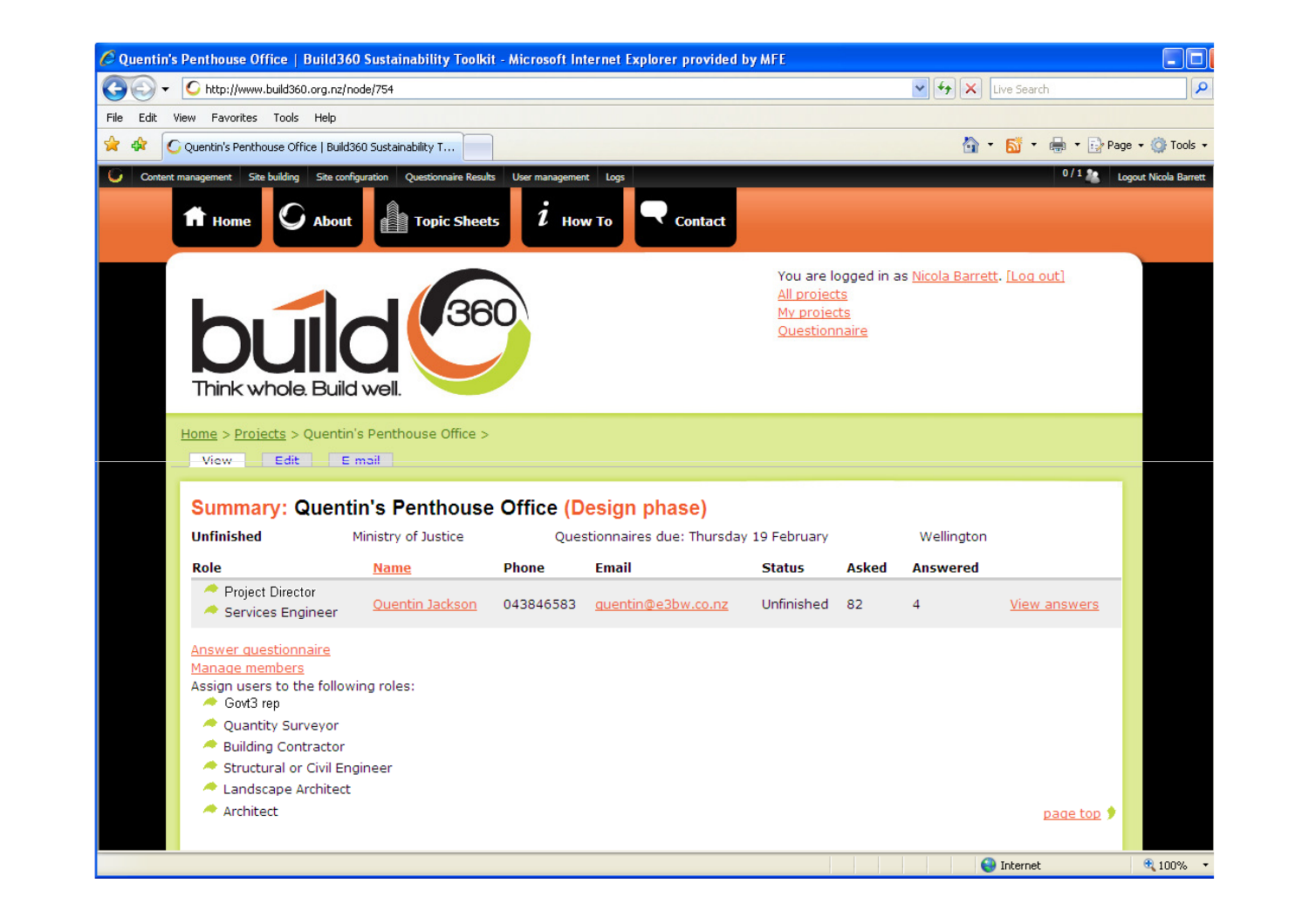Quentin's Penthouse Office | Build360 Sustainability Toolkit - Microsoft Internet Explorer provided by MFE

http://www.build360.org.nz/node/754

File Edit View Favorites Tools Help

Content management | Site building | Site configuration | Questionnaire Results | User management | Logs

0 / 1 Logout Nicola Barrett

Home | About | Topic Sheets | How To | Contact

build 360 Think whole. Build well.

You are logged in as Nicola Barrett. [Log out]

All projects

My projects

Questionnaire

Home > Projects > Quentin's Penthouse Office >

View | Edit | E-mail

## Summary: Quentin's Penthouse Office (Design phase)

| | | | |
|---|---|---|---|
| **Unfinished** | Ministry of Justice | Questionnaires due: Thursday 19 February | Wellington |

| Role | Name | Phone | Email | Status | Asked | Answered | |
|---|---|---|---|---|---|---|---|
| Project Director<br>Services Engineer | Quentin Jackson | 043846583 | quentin@e3bw.co.nz | Unfinished | 82 | 4 | View answers |

Answer questionnaire

Manage members

Assign users to the following roles:

- Govt3 rep
- Quantity Surveyor
- Building Contractor
- Structural or Civil Engineer
- Landscape Architect
- Architect

page top

Internet 100%